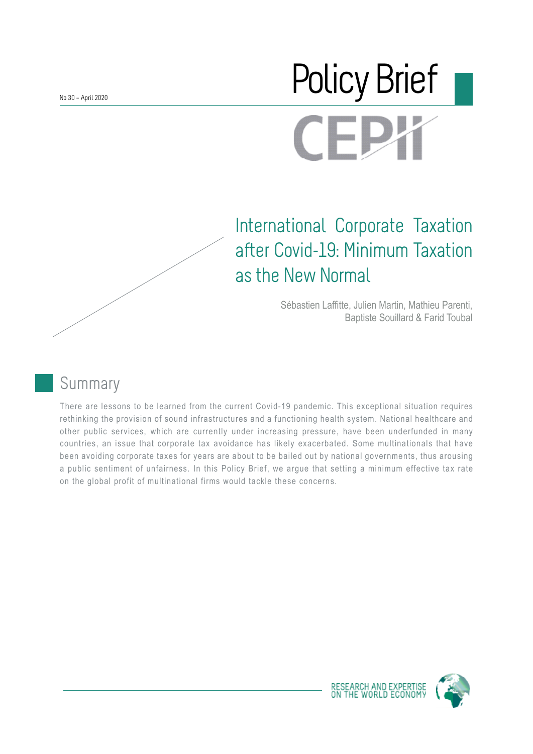No 30 – April 2020

# Policy Brief

# International Corporate Taxation after Covid-19: Minimum Taxation as the New Normal

Sébastien Laffitte, Julien Martin, Mathieu Parenti, Baptiste Souillard & Farid Toubal

## Summary

There are lessons to be learned from the current Covid-19 pandemic. This exceptional situation requires rethinking the provision of sound infrastructures and a functioning health system. National healthcare and other public services, which are currently under increasing pressure, have been underfunded in many countries, an issue that corporate tax avoidance has likely exacerbated. Some multinationals that have been avoiding corporate taxes for years are about to be bailed out by national governments, thus arousing a public sentiment of unfairness. In this Policy Brief, we argue that setting a minimum effective tax rate on the global profit of multinational firms would tackle these concerns.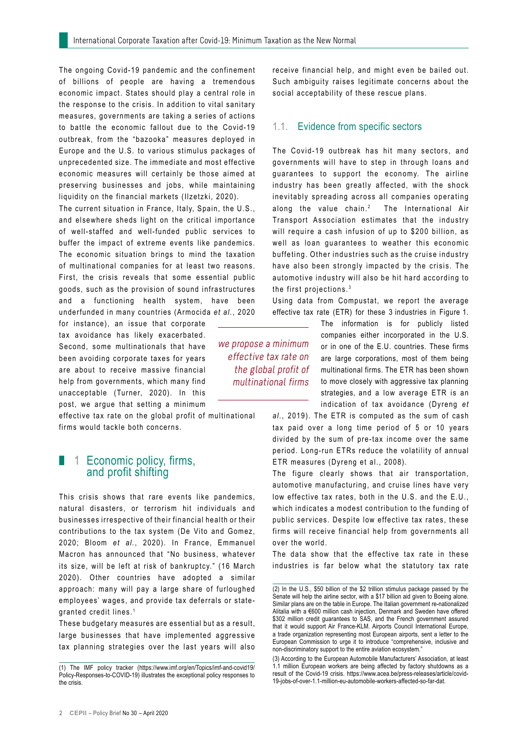The ongoing Covid-19 pandemic and the confinement of billions of people are having a tremendous economic impact. States should play a central role in the response to the crisis. In addition to vital sanitary measures, governments are taking a series of actions to battle the economic fallout due to the Covid-19 outbreak, from the "bazooka" measures deployed in Europe and the U.S. to various stimulus packages of unprecedented size. The immediate and most effective economic measures will certainly be those aimed at preserving businesses and jobs, while maintaining liquidity on the financial markets (Ilzetzki, 2020).

The current situation in France, Italy, Spain, the U.S., and elsewhere sheds light on the critical importance of well-staffed and well-funded public services to buffer the impact of extreme events like pandemics. The economic situation brings to mind the taxation of multinational companies for at least two reasons. First, the crisis reveals that some essential public goods, such as the provision of sound infrastructures and a functioning health system, have been underfunded in many countries (Armocida *et al.*, 2020 for instance), an issue that corporate tax avoidance has likely exacerbated. Second, some multinationals that have been avoiding corporate taxes for years are about to receive massive financial help from governments, which many find unacceptable (Turner, 2020). In this post, we argue that setting a minimum effective tax rate on the global profit of multinational firms would tackle both concerns.

> *we propose a minimum effective tax rate on the global profit of multinational firms*

## 1 Economic policy, firms, and profit shifting

This crisis shows that rare events like pandemics, natural disasters, or terrorism hit individuals and businesses irrespective of their financial health or their contributions to the tax system (De Vito and Gomez, 2020; Bloom *et al.*, 2020). In France, Emmanuel Macron has announced that "No business, whatever its size, will be left at risk of bankruptcy." (16 March 2020). Other countries have adopted a similar approach: many will pay a large share of furloughed employees' wages, and provide tax deferrals or state-granted credit lines.[1]

These budgetary measures are essential but as a result, large businesses that have implemented aggressive tax planning strategies over the last years will also receive financial help, and might even be bailed out. Such ambiguity raises legitimate concerns about the social acceptability of these rescue plans.

### 1.1. Evidence from specific sectors

The Covid-19 outbreak has hit many sectors, and governments will have to step in through loans and guarantees to support the economy. The airline industry has been greatly affected, with the shock inevitably spreading across all companies operating along the value chain.[2] The International Air Transport Association estimates that the industry will require a cash infusion of up to $200 billion, as well as loan guarantees to weather this economic buffeting. Other industries such as the cruise industry have also been strongly impacted by the crisis. The automotive industry will also be hit hard according to the first projections.[3]

Using data from Compustat, we report the average effective tax rate (ETR) for these 3 industries in Figure 1. The information is for publicly listed companies either incorporated in the U.S. or in one of the E.U. countries. These firms are large corporations, most of them being multinational firms. The ETR has been shown to move closely with aggressive tax planning strategies, and a low average ETR is an indication of tax avoidance (Dyreng *et al.*, 2019). The ETR is computed as the sum of cash tax paid over a long time period of 5 or 10 years divided by the sum of pre-tax income over the same period. Long-run ETRs reduce the volatility of annual ETR measures (Dyreng et al., 2008).

The figure clearly shows that air transportation, automotive manufacturing, and cruise lines have very low effective tax rates, both in the U.S. and the E.U., which indicates a modest contribution to the funding of public services. Despite low effective tax rates, these firms will receive financial help from governments all over the world.

The data show that the effective tax rate in these industries is far below what the statutory tax rate

---

(1) The IMF policy tracker (https://www.imf.org/en/Topics/imf-and-covid19/Policy-Responses-to-COVID-19) illustrates the exceptional policy responses to the crisis.

(2) In the U.S., $50 billion of the $2 trillion stimulus package passed by the Senate will help the airline sector, with a $17 billion aid given to Boeing alone. Similar plans are on the table in Europe. The Italian government re-nationalized Alitalia with a €600 million cash injection, Denmark and Sweden have offered $302 million credit guarantees to SAS, and the French government assured that it would support Air France-KLM. Airports Council International Europe, a trade organization representing most European airports, sent a letter to the European Commission to urge it to introduce "comprehensive, inclusive and non-discriminatory support to the entire aviation ecosystem."

(3) According to the European Automobile Manufacturers' Association, at least 1.1 million European workers are being affected by factory shutdowns as a result of the Covid-19 crisis. https://www.acea.be/press-releases/article/covid-19-jobs-of-over-1.1-million-eu-automobile-workers-affected-so-far-dat.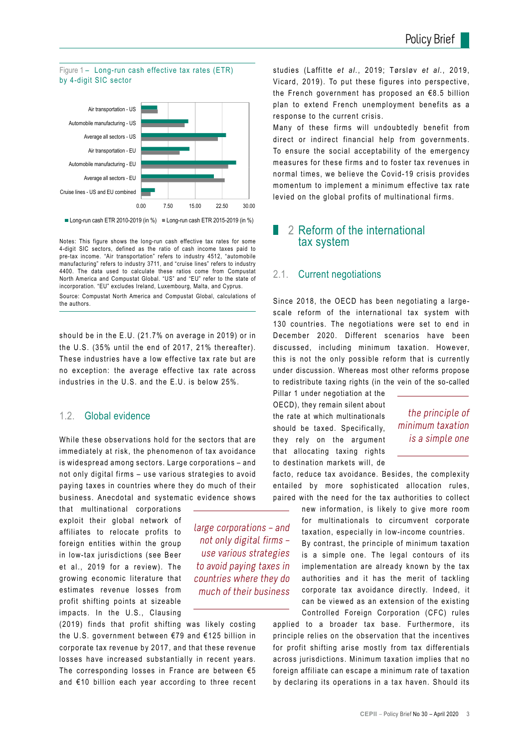Figure 1 – Long-run cash effective tax rates (ETR) by 4-digit SIC sector

Notes: This figure shows the long-run cash effective tax rates for some 4-digit SIC sectors, defined as the ratio of cash income taxes paid to pre-tax income. "Air transportation" refers to industry 4512, "automobile manufacturing" refers to industry 3711, and "cruise lines" refers to industry 4400. The data used to calculate these ratios come from Compustat North America and Compustat Global. "US" and "EU" refer to the state of incorporation. "EU" excludes Ireland, Luxembourg, Malta, and Cyprus.

Source: Compustat North America and Compustat Global, calculations of the authors.

should be in the E.U. (21.7% on average in 2019) or in the U.S. (35% until the end of 2017, 21% thereafter). These industries have a low effective tax rate but are no exception: the average effective tax rate across industries in the U.S. and the E.U. is below 25%.

## 1.2. Global evidence

While these observations hold for the sectors that are immediately at risk, the phenomenon of tax avoidance is widespread among sectors. Large corporations – and not only digital firms – use various strategies to avoid paying taxes in countries where they do much of their business. Anecdotal and systematic evidence shows that multinational corporations exploit their global network of affiliates to relocate profits to foreign entities within the group in low-tax jurisdictions (see Beer et al., 2019 for a review). The growing economic literature that estimates revenue losses from profit shifting points at sizeable impacts. In the U.S., Clausing (2019) finds that profit shifting was likely costing the U.S. government between €79 and €125 billion in corporate tax revenue by 2017, and that these revenue losses have increased substantially in recent years. The corresponding losses in France are between €5 and €10 billion each year according to three recent studies (Laffitte *et al.*, 2019; Tørsløv *et al.*, 2019, Vicard, 2019). To put these figures into perspective, the French government has proposed an €8.5 billion plan to extend French unemployment benefits as a response to the current crisis.

Many of these firms will undoubtedly benefit from direct or indirect financial help from governments. To ensure the social acceptability of the emergency measures for these firms and to foster tax revenues in normal times, we believe the Covid-19 crisis provides momentum to implement a minimum effective tax rate levied on the global profits of multinational firms.

# 2 Reform of the international tax system

## 2.1. Current negotiations

Since 2018, the OECD has been negotiating a large-scale reform of the international tax system with 130 countries. The negotiations were set to end in December 2020. Different scenarios have been discussed, including minimum taxation. However, this is not the only possible reform that is currently under discussion. Whereas most other reforms propose to redistribute taxing rights (in the vein of the so-called Pillar 1 under negotiation at the OECD), they remain silent about the rate at which multinationals should be taxed. Specifically, they rely on the argument that allocating taxing rights to destination markets will, de facto, reduce tax avoidance. Besides, the complexity entailed by more sophisticated allocation rules, paired with the need for the tax authorities to collect new information, is likely to give more room for multinationals to circumvent corporate taxation, especially in low-income countries.

By contrast, the principle of minimum taxation is a simple one. The legal contours of its implementation are already known by the tax authorities and it has the merit of tackling corporate tax avoidance directly. Indeed, it can be viewed as an extension of the existing Controlled Foreign Corporation (CFC) rules applied to a broader tax base. Furthermore, its principle relies on the observation that the incentives for profit shifting arise mostly from tax differentials across jurisdictions. Minimum taxation implies that no foreign affiliate can escape a minimum rate of taxation by declaring its operations in a tax haven. Should its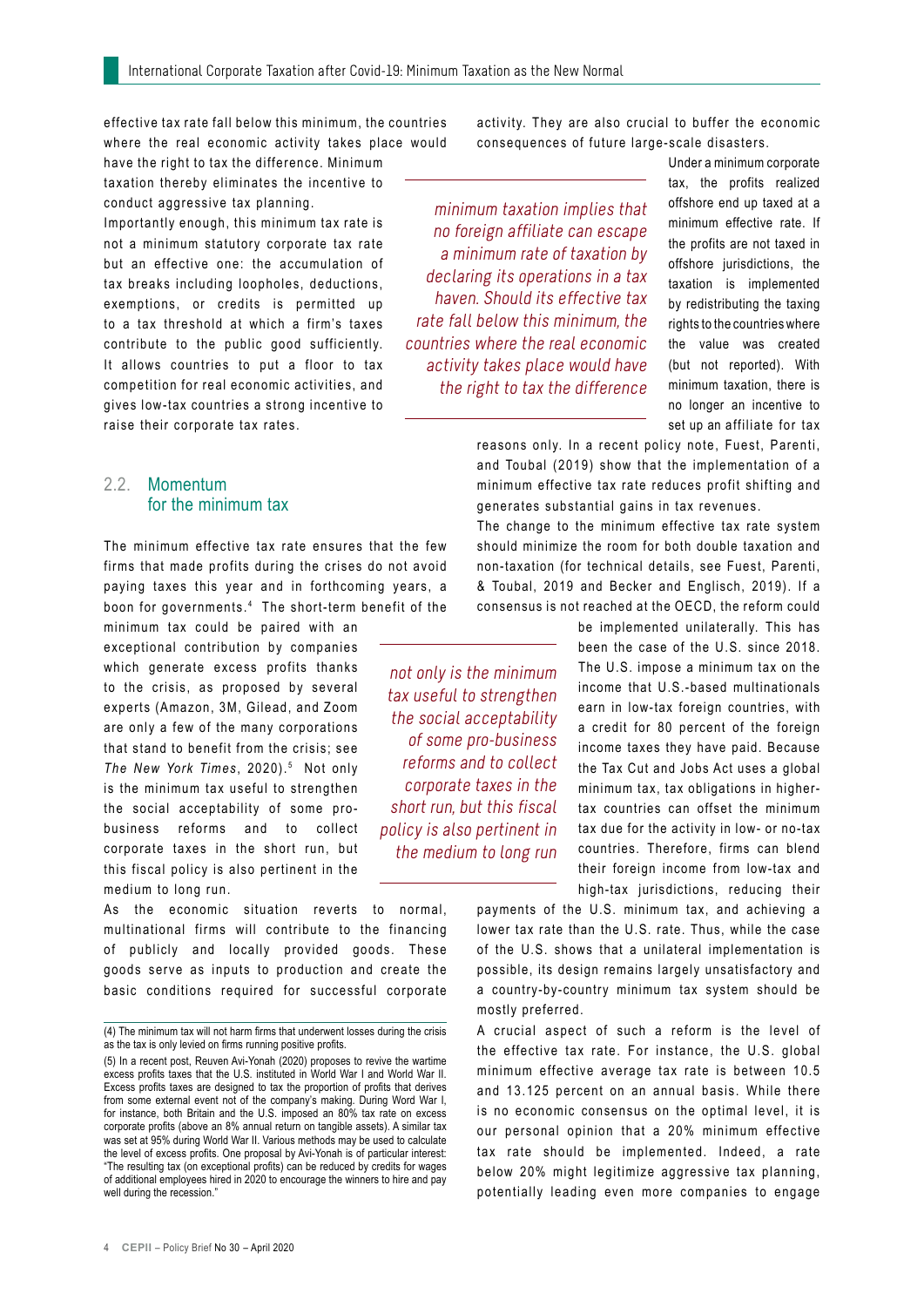effective tax rate fall below this minimum, the countries where the real economic activity takes place would have the right to tax the difference. Minimum taxation thereby eliminates the incentive to conduct aggressive tax planning.

Importantly enough, this minimum tax rate is not a minimum statutory corporate tax rate but an effective one: the accumulation of tax breaks including loopholes, deductions, exemptions, or credits is permitted up to a tax threshold at which a firm's taxes contribute to the public good sufficiently. It allows countries to put a floor to tax competition for real economic activities, and gives low-tax countries a strong incentive to raise their corporate tax rates.

## 2.2. Momentum for the minimum tax

The minimum effective tax rate ensures that the few firms that made profits during the crises do not avoid paying taxes this year and in forthcoming years, a boon for governments.[4] The short-term benefit of the minimum tax could be paired with an exceptional contribution by companies which generate excess profits thanks to the crisis, as proposed by several experts (Amazon, 3M, Gilead, and Zoom are only a few of the many corporations that stand to benefit from the crisis; see *The New York Times*, 2020).[5] Not only is the minimum tax useful to strengthen the social acceptability of some pro-business reforms and to collect corporate taxes in the short run, but this fiscal policy is also pertinent in the medium to long run.

As the economic situation reverts to normal, multinational firms will contribute to the financing of publicly and locally provided goods. These goods serve as inputs to production and create the basic conditions required for successful corporate activity. They are also crucial to buffer the economic consequences of future large-scale disasters.

Under a minimum corporate tax, the profits realized offshore end up taxed at a minimum effective rate. If the profits are not taxed in offshore jurisdictions, the taxation is implemented by redistributing the taxing rights to the countries where the value was created (but not reported). With minimum taxation, there is no longer an incentive to set up an affiliate for tax reasons only. In a recent policy note, Fuest, Parenti, and Toubal (2019) show that the implementation of a minimum effective tax rate reduces profit shifting and generates substantial gains in tax revenues.

The change to the minimum effective tax rate system should minimize the room for both double taxation and non-taxation (for technical details, see Fuest, Parenti, & Toubal, 2019 and Becker and Englisch, 2019). If a consensus is not reached at the OECD, the reform could be implemented unilaterally. This has been the case of the U.S. since 2018. The U.S. impose a minimum tax on the income that U.S.-based multinationals earn in low-tax foreign countries, with a credit for 80 percent of the foreign income taxes they have paid. Because the Tax Cut and Jobs Act uses a global minimum tax, tax obligations in higher-tax countries can offset the minimum tax due for the activity in low- or no-tax countries. Therefore, firms can blend their foreign income from low-tax and high-tax jurisdictions, reducing their payments of the U.S. minimum tax, and achieving a lower tax rate than the U.S. rate. Thus, while the case of the U.S. shows that a unilateral implementation is possible, its design remains largely unsatisfactory and a country-by-country minimum tax system should be mostly preferred.

A crucial aspect of such a reform is the level of the effective tax rate. For instance, the U.S. global minimum effective average tax rate is between 10.5 and 13.125 percent on an annual basis. While there is no economic consensus on the optimal level, it is our personal opinion that a 20% minimum effective tax rate should be implemented. Indeed, a rate below 20% might legitimize aggressive tax planning, potentially leading even more companies to engage

---

(4) The minimum tax will not harm firms that underwent losses during the crisis as the tax is only levied on firms running positive profits.

(5) In a recent post, Reuven Avi-Yonah (2020) proposes to revive the wartime excess profits taxes that the U.S. instituted in World War I and World War II. Excess profits taxes are designed to tax the proportion of profits that derives from some external event not of the company's making. During Word War I, for instance, both Britain and the U.S. imposed an 80% tax rate on excess corporate profits (above an 8% annual return on tangible assets). A similar tax was set at 95% during World War II. Various methods may be used to calculate the level of excess profits. One proposal by Avi-Yonah is of particular interest: "The resulting tax (on exceptional profits) can be reduced by credits for wages of additional employees hired in 2020 to encourage the winners to hire and pay well during the recession."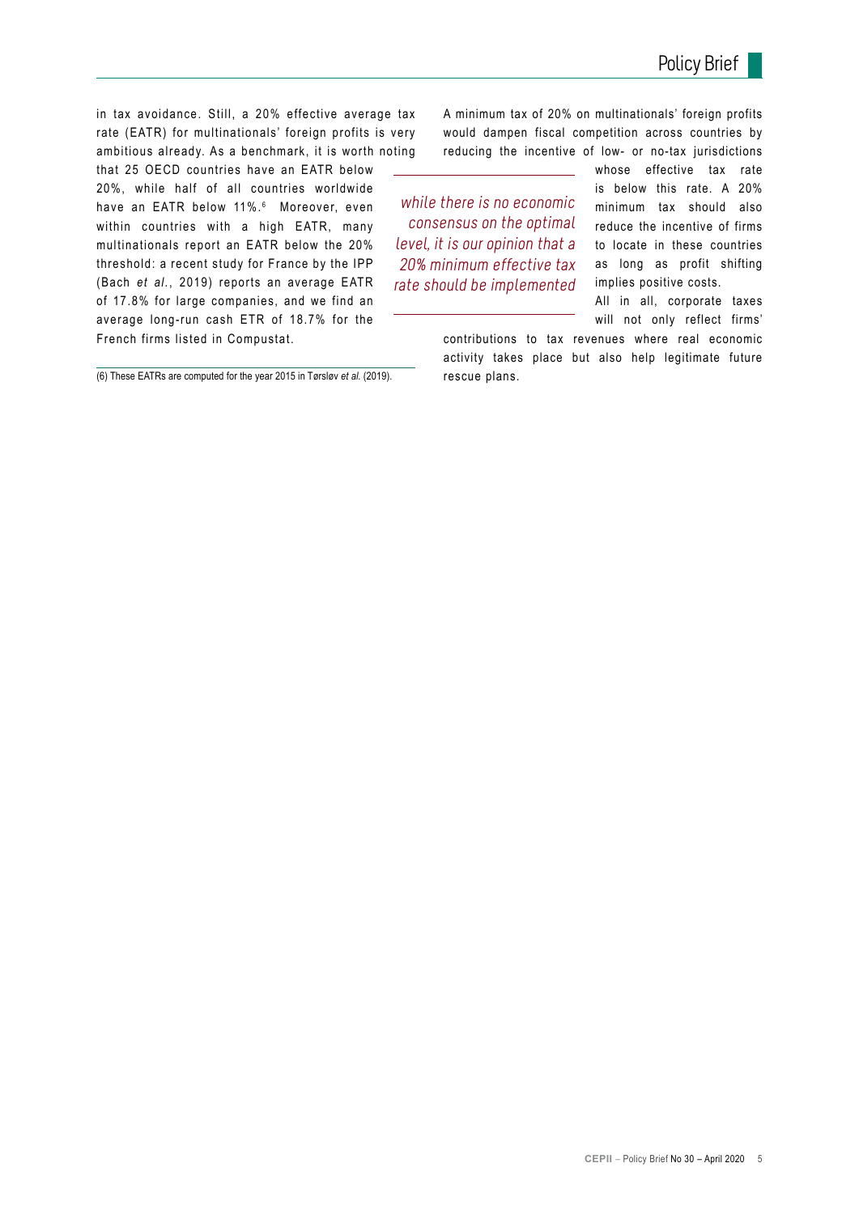in tax avoidance. Still, a 20% effective average tax rate (EATR) for multinationals' foreign profits is very ambitious already. As a benchmark, it is worth noting that 25 OECD countries have an EATR below 20%, while half of all countries worldwide have an EATR below 11%.[6] Moreover, even within countries with a high EATR, many multinationals report an EATR below the 20% threshold: a recent study for France by the IPP (Bach *et al.*, 2019) reports an average EATR of 17.8% for large companies, and we find an average long-run cash ETR of 18.7% for the French firms listed in Compustat.

*while there is no economic consensus on the optimal level, it is our opinion that a 20% minimum effective tax rate should be implemented*

A minimum tax of 20% on multinationals' foreign profits would dampen fiscal competition across countries by reducing the incentive of low- or no-tax jurisdictions whose effective tax rate is below this rate. A 20% minimum tax should also reduce the incentive of firms to locate in these countries as long as profit shifting implies positive costs.

All in all, corporate taxes will not only reflect firms' contributions to tax revenues where real economic activity takes place but also help legitimate future rescue plans.

(6) These EATRs are computed for the year 2015 in Tørsløv *et al.* (2019).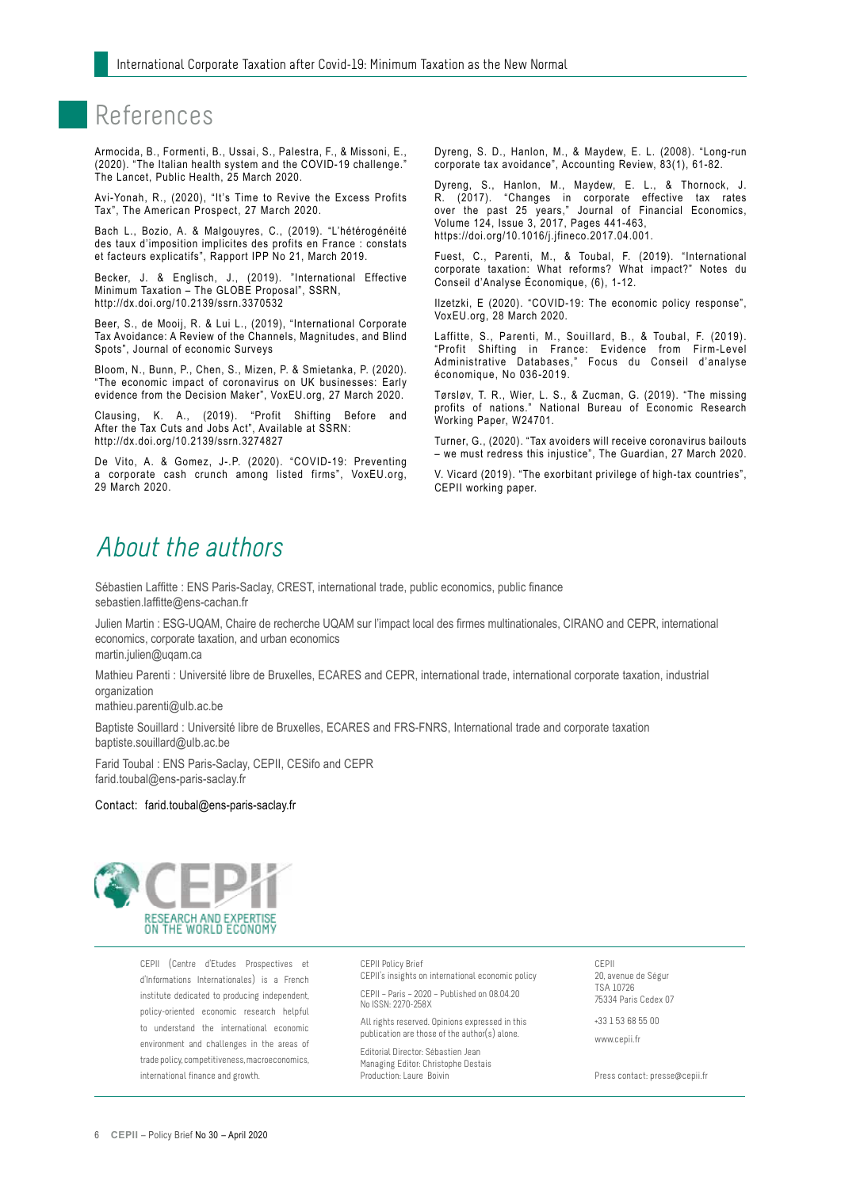# References

Armocida, B., Formenti, B., Ussai, S., Palestra, F., & Missoni, E., (2020). "The Italian health system and the COVID-19 challenge." The Lancet, Public Health, 25 March 2020.

Avi-Yonah, R., (2020), "It's Time to Revive the Excess Profits Tax", The American Prospect, 27 March 2020.

Bach L., Bozio, A. & Malgouyres, C., (2019). "L'hétérogénéité des taux d'imposition implicites des profits en France : constats et facteurs explicatifs", Rapport IPP No 21, March 2019.

Becker, J. & Englisch, J., (2019). "International Effective Minimum Taxation – The GLOBE Proposal", SSRN, http://dx.doi.org/10.2139/ssrn.3370532

Beer, S., de Mooij, R. & Lui L., (2019), "International Corporate Tax Avoidance: A Review of the Channels, Magnitudes, and Blind Spots", Journal of economic Surveys

Bloom, N., Bunn, P., Chen, S., Mizen, P. & Smietanka, P. (2020). "The economic impact of coronavirus on UK businesses: Early evidence from the Decision Maker", VoxEU.org, 27 March 2020.

Clausing, K. A., (2019). "Profit Shifting Before and After the Tax Cuts and Jobs Act", Available at SSRN: http://dx.doi.org/10.2139/ssrn.3274827

De Vito, A. & Gomez, J-.P. (2020). "COVID-19: Preventing a corporate cash crunch among listed firms", VoxEU.org, 29 March 2020.

Dyreng, S. D., Hanlon, M., & Maydew, E. L. (2008). "Long-run corporate tax avoidance", Accounting Review, 83(1), 61-82.

Dyreng, S., Hanlon, M., Maydew, E. L., & Thornock, J. R. (2017). "Changes in corporate effective tax rates over the past 25 years," Journal of Financial Economics, Volume 124, Issue 3, 2017, Pages 441-463, https://doi.org/10.1016/j.jfineco.2017.04.001.

Fuest, C., Parenti, M., & Toubal, F. (2019). "International corporate taxation: What reforms? What impact?" Notes du Conseil d'Analyse Économique, (6), 1-12.

Ilzetzki, E (2020). "COVID-19: The economic policy response", VoxEU.org, 28 March 2020.

Laffitte, S., Parenti, M., Souillard, B., & Toubal, F. (2019). "Profit Shifting in France: Evidence from Firm-Level Administrative Databases," Focus du Conseil d'analyse économique, No 036-2019.

Tørsløv, T. R., Wier, L. S., & Zucman, G. (2019). "The missing profits of nations." National Bureau of Economic Research Working Paper, W24701.

Turner, G., (2020). "Tax avoiders will receive coronavirus bailouts – we must redress this injustice", The Guardian, 27 March 2020.

V. Vicard (2019). "The exorbitant privilege of high-tax countries", CEPII working paper.

# *About the authors*

Sébastien Laffitte : ENS Paris-Saclay, CREST, international trade, public economics, public finance
sebastien.laffitte@ens-cachan.fr

Julien Martin : ESG-UQAM, Chaire de recherche UQAM sur l'impact local des firmes multinationales, CIRANO and CEPR, international economics, corporate taxation, and urban economics
martin.julien@uqam.ca

Mathieu Parenti : Université libre de Bruxelles, ECARES and CEPR, international trade, international corporate taxation, industrial organization
mathieu.parenti@ulb.ac.be

Baptiste Souillard : Université libre de Bruxelles, ECARES and FRS-FNRS, International trade and corporate taxation
baptiste.souillard@ulb.ac.be

Farid Toubal : ENS Paris-Saclay, CEPII, CESifo and CEPR
farid.toubal@ens-paris-saclay.fr

Contact: farid.toubal@ens-paris-saclay.fr

CEPII
RESEARCH AND EXPERTISE ON THE WORLD ECONOMY

CEPII (Centre d'Etudes Prospectives et d'Informations Internationales) is a French institute dedicated to producing independent, policy-oriented economic research helpful to understand the international economic environment and challenges in the areas of trade policy, competitiveness, macroeconomics, international finance and growth.

CEPII Policy Brief
CEPII's insights on international economic policy

CEPII – Paris – 2020 – Published on 08.04.20
No ISSN: 2270-258X

All rights reserved. Opinions expressed in this publication are those of the author(s) alone.

Editorial Director: Sébastien Jean
Managing Editor: Christophe Destais
Production: Laure Boivin

CEPII
20, avenue de Ségur
TSA 10726
75334 Paris Cedex 07

+33 1 53 68 55 00

www.cepii.fr

Press contact: presse@cepii.fr